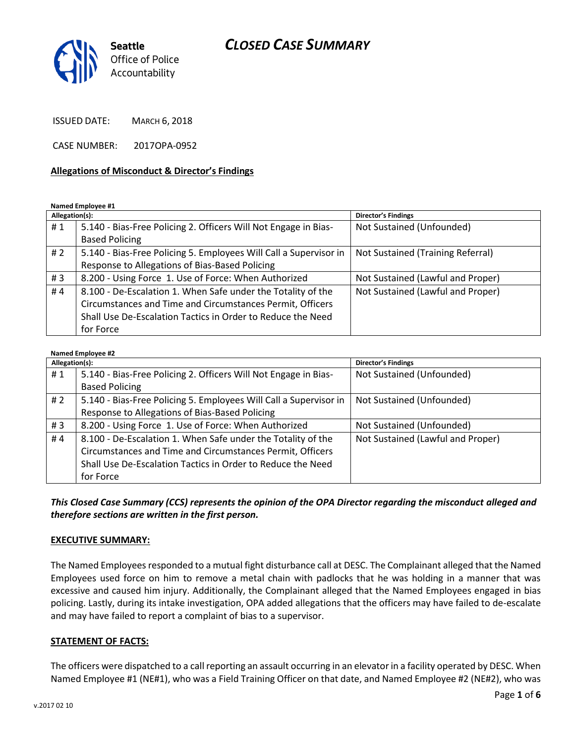# CLOSED CASE SUMMARY

Seattle Office of Police Accountability

ISSUED DATE: MARCH 6, 2018

CASE NUMBER: 2017OPA-0952

**Allegations of Misconduct & Director's Findings**

**Named Employee #1**

| Allegation(s): | | Director's Findings |
|---|---|---|
| # 1 | 5.140 - Bias-Free Policing 2. Officers Will Not Engage in Bias-Based Policing | Not Sustained (Unfounded) |
| # 2 | 5.140 - Bias-Free Policing 5. Employees Will Call a Supervisor in Response to Allegations of Bias-Based Policing | Not Sustained (Training Referral) |
| # 3 | 8.200 - Using Force 1. Use of Force: When Authorized | Not Sustained (Lawful and Proper) |
| # 4 | 8.100 - De-Escalation 1. When Safe under the Totality of the Circumstances and Time and Circumstances Permit, Officers Shall Use De-Escalation Tactics in Order to Reduce the Need for Force | Not Sustained (Lawful and Proper) |

**Named Employee #2**

| Allegation(s): | | Director's Findings |
|---|---|---|
| # 1 | 5.140 - Bias-Free Policing 2. Officers Will Not Engage in Bias-Based Policing | Not Sustained (Unfounded) |
| # 2 | 5.140 - Bias-Free Policing 5. Employees Will Call a Supervisor in Response to Allegations of Bias-Based Policing | Not Sustained (Unfounded) |
| # 3 | 8.200 - Using Force 1. Use of Force: When Authorized | Not Sustained (Unfounded) |
| # 4 | 8.100 - De-Escalation 1. When Safe under the Totality of the Circumstances and Time and Circumstances Permit, Officers Shall Use De-Escalation Tactics in Order to Reduce the Need for Force | Not Sustained (Lawful and Proper) |

***This Closed Case Summary (CCS) represents the opinion of the OPA Director regarding the misconduct alleged and therefore sections are written in the first person.***

**EXECUTIVE SUMMARY:**

The Named Employees responded to a mutual fight disturbance call at DESC. The Complainant alleged that the Named Employees used force on him to remove a metal chain with padlocks that he was holding in a manner that was excessive and caused him injury. Additionally, the Complainant alleged that the Named Employees engaged in bias policing. Lastly, during its intake investigation, OPA added allegations that the officers may have failed to de-escalate and may have failed to report a complaint of bias to a supervisor.

**STATEMENT OF FACTS:**

The officers were dispatched to a call reporting an assault occurring in an elevator in a facility operated by DESC. When Named Employee #1 (NE#1), who was a Field Training Officer on that date, and Named Employee #2 (NE#2), who was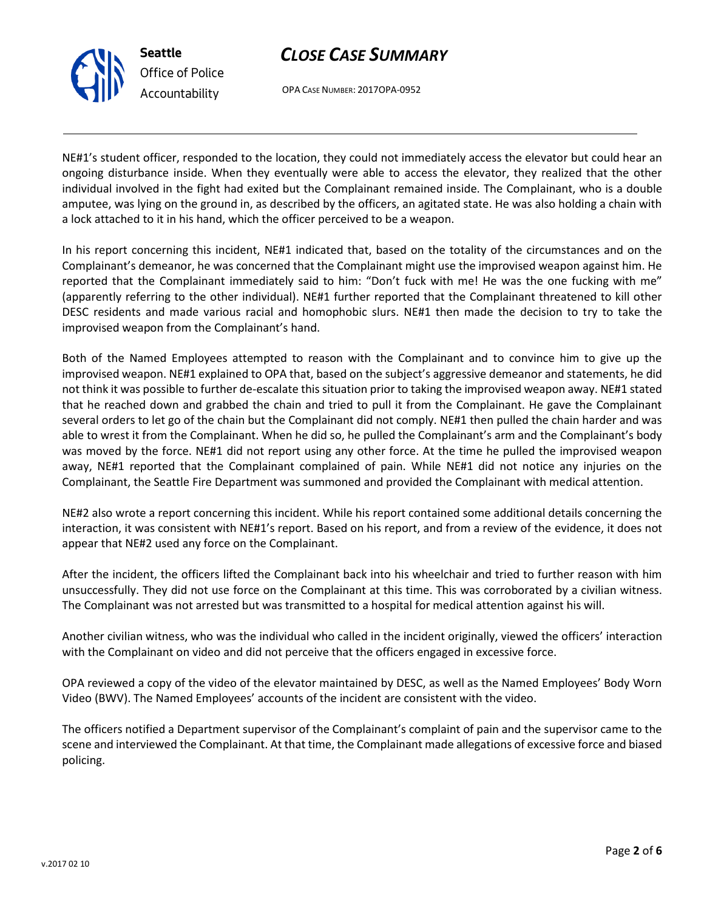NE#1's student officer, responded to the location, they could not immediately access the elevator but could hear an ongoing disturbance inside. When they eventually were able to access the elevator, they realized that the other individual involved in the fight had exited but the Complainant remained inside. The Complainant, who is a double amputee, was lying on the ground in, as described by the officers, an agitated state. He was also holding a chain with a lock attached to it in his hand, which the officer perceived to be a weapon.

In his report concerning this incident, NE#1 indicated that, based on the totality of the circumstances and on the Complainant's demeanor, he was concerned that the Complainant might use the improvised weapon against him. He reported that the Complainant immediately said to him: "Don't fuck with me! He was the one fucking with me" (apparently referring to the other individual). NE#1 further reported that the Complainant threatened to kill other DESC residents and made various racial and homophobic slurs. NE#1 then made the decision to try to take the improvised weapon from the Complainant's hand.

Both of the Named Employees attempted to reason with the Complainant and to convince him to give up the improvised weapon. NE#1 explained to OPA that, based on the subject's aggressive demeanor and statements, he did not think it was possible to further de-escalate this situation prior to taking the improvised weapon away. NE#1 stated that he reached down and grabbed the chain and tried to pull it from the Complainant. He gave the Complainant several orders to let go of the chain but the Complainant did not comply. NE#1 then pulled the chain harder and was able to wrest it from the Complainant. When he did so, he pulled the Complainant's arm and the Complainant's body was moved by the force. NE#1 did not report using any other force. At the time he pulled the improvised weapon away, NE#1 reported that the Complainant complained of pain. While NE#1 did not notice any injuries on the Complainant, the Seattle Fire Department was summoned and provided the Complainant with medical attention.

NE#2 also wrote a report concerning this incident. While his report contained some additional details concerning the interaction, it was consistent with NE#1's report. Based on his report, and from a review of the evidence, it does not appear that NE#2 used any force on the Complainant.

After the incident, the officers lifted the Complainant back into his wheelchair and tried to further reason with him unsuccessfully. They did not use force on the Complainant at this time. This was corroborated by a civilian witness. The Complainant was not arrested but was transmitted to a hospital for medical attention against his will.

Another civilian witness, who was the individual who called in the incident originally, viewed the officers' interaction with the Complainant on video and did not perceive that the officers engaged in excessive force.

OPA reviewed a copy of the video of the elevator maintained by DESC, as well as the Named Employees' Body Worn Video (BWV). The Named Employees' accounts of the incident are consistent with the video.

The officers notified a Department supervisor of the Complainant's complaint of pain and the supervisor came to the scene and interviewed the Complainant. At that time, the Complainant made allegations of excessive force and biased policing.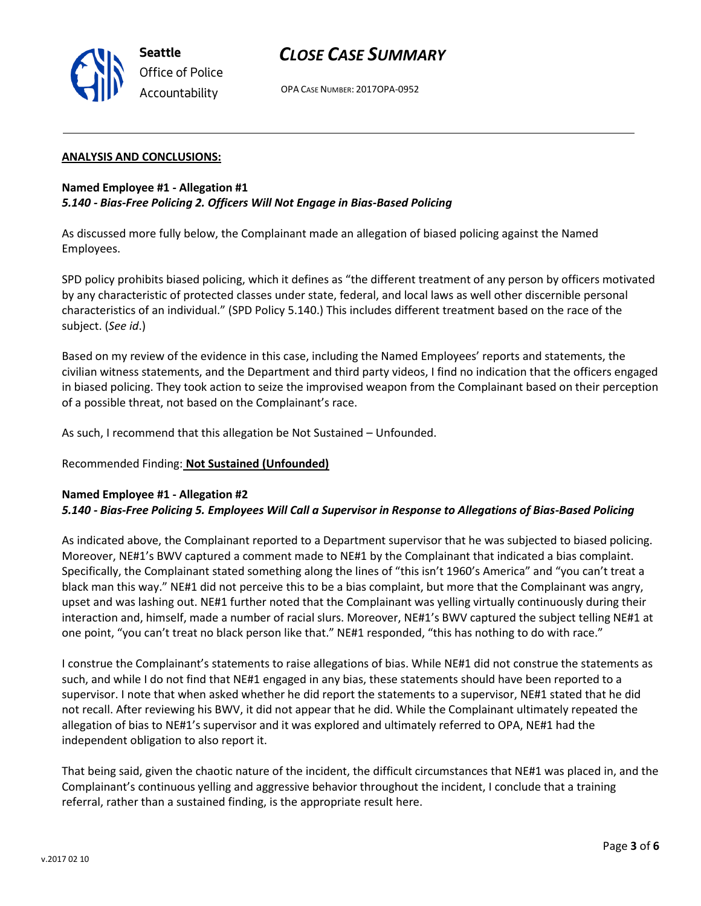## ANALYSIS AND CONCLUSIONS:

**Named Employee #1 - Allegation #1**
***5.140 - Bias-Free Policing 2. Officers Will Not Engage in Bias-Based Policing***

As discussed more fully below, the Complainant made an allegation of biased policing against the Named Employees.

SPD policy prohibits biased policing, which it defines as "the different treatment of any person by officers motivated by any characteristic of protected classes under state, federal, and local laws as well other discernible personal characteristics of an individual." (SPD Policy 5.140.) This includes different treatment based on the race of the subject. (*See id*.)

Based on my review of the evidence in this case, including the Named Employees' reports and statements, the civilian witness statements, and the Department and third party videos, I find no indication that the officers engaged in biased policing. They took action to seize the improvised weapon from the Complainant based on their perception of a possible threat, not based on the Complainant's race.

As such, I recommend that this allegation be Not Sustained – Unfounded.

Recommended Finding: **Not Sustained (Unfounded)**

**Named Employee #1 - Allegation #2**
***5.140 - Bias-Free Policing 5. Employees Will Call a Supervisor in Response to Allegations of Bias-Based Policing***

As indicated above, the Complainant reported to a Department supervisor that he was subjected to biased policing. Moreover, NE#1's BWV captured a comment made to NE#1 by the Complainant that indicated a bias complaint. Specifically, the Complainant stated something along the lines of "this isn't 1960's America" and "you can't treat a black man this way." NE#1 did not perceive this to be a bias complaint, but more that the Complainant was angry, upset and was lashing out. NE#1 further noted that the Complainant was yelling virtually continuously during their interaction and, himself, made a number of racial slurs. Moreover, NE#1's BWV captured the subject telling NE#1 at one point, "you can't treat no black person like that." NE#1 responded, "this has nothing to do with race."

I construe the Complainant's statements to raise allegations of bias. While NE#1 did not construe the statements as such, and while I do not find that NE#1 engaged in any bias, these statements should have been reported to a supervisor. I note that when asked whether he did report the statements to a supervisor, NE#1 stated that he did not recall. After reviewing his BWV, it did not appear that he did. While the Complainant ultimately repeated the allegation of bias to NE#1's supervisor and it was explored and ultimately referred to OPA, NE#1 had the independent obligation to also report it.

That being said, given the chaotic nature of the incident, the difficult circumstances that NE#1 was placed in, and the Complainant's continuous yelling and aggressive behavior throughout the incident, I conclude that a training referral, rather than a sustained finding, is the appropriate result here.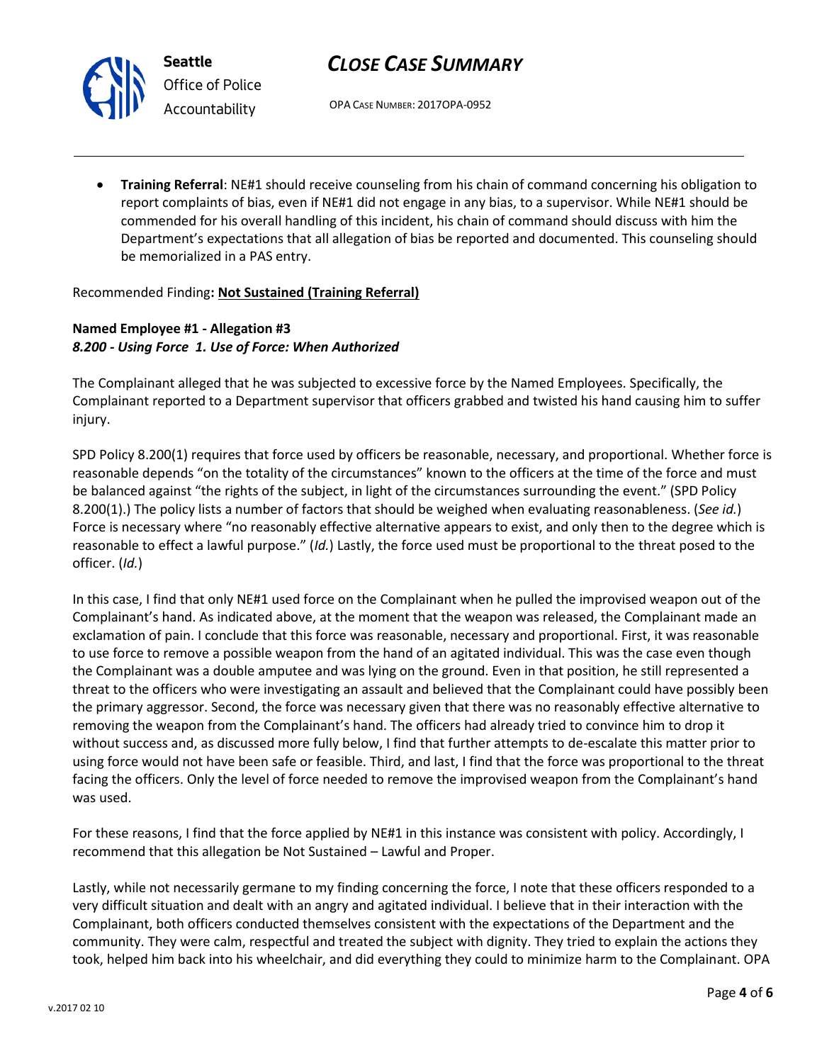- **Training Referral**: NE#1 should receive counseling from his chain of command concerning his obligation to report complaints of bias, even if NE#1 did not engage in any bias, to a supervisor. While NE#1 should be commended for his overall handling of this incident, his chain of command should discuss with him the Department's expectations that all allegation of bias be reported and documented. This counseling should be memorialized in a PAS entry.

Recommended Finding**: Not Sustained (Training Referral)**

**Named Employee #1 - Allegation #3**
***8.200 - Using Force 1. Use of Force: When Authorized***

The Complainant alleged that he was subjected to excessive force by the Named Employees. Specifically, the Complainant reported to a Department supervisor that officers grabbed and twisted his hand causing him to suffer injury.

SPD Policy 8.200(1) requires that force used by officers be reasonable, necessary, and proportional. Whether force is reasonable depends "on the totality of the circumstances" known to the officers at the time of the force and must be balanced against "the rights of the subject, in light of the circumstances surrounding the event." (SPD Policy 8.200(1).) The policy lists a number of factors that should be weighed when evaluating reasonableness. (*See id.*) Force is necessary where "no reasonably effective alternative appears to exist, and only then to the degree which is reasonable to effect a lawful purpose." (*Id.*) Lastly, the force used must be proportional to the threat posed to the officer. (*Id.*)

In this case, I find that only NE#1 used force on the Complainant when he pulled the improvised weapon out of the Complainant's hand. As indicated above, at the moment that the weapon was released, the Complainant made an exclamation of pain. I conclude that this force was reasonable, necessary and proportional. First, it was reasonable to use force to remove a possible weapon from the hand of an agitated individual. This was the case even though the Complainant was a double amputee and was lying on the ground. Even in that position, he still represented a threat to the officers who were investigating an assault and believed that the Complainant could have possibly been the primary aggressor. Second, the force was necessary given that there was no reasonably effective alternative to removing the weapon from the Complainant's hand. The officers had already tried to convince him to drop it without success and, as discussed more fully below, I find that further attempts to de-escalate this matter prior to using force would not have been safe or feasible. Third, and last, I find that the force was proportional to the threat facing the officers. Only the level of force needed to remove the improvised weapon from the Complainant's hand was used.

For these reasons, I find that the force applied by NE#1 in this instance was consistent with policy. Accordingly, I recommend that this allegation be Not Sustained – Lawful and Proper.

Lastly, while not necessarily germane to my finding concerning the force, I note that these officers responded to a very difficult situation and dealt with an angry and agitated individual. I believe that in their interaction with the Complainant, both officers conducted themselves consistent with the expectations of the Department and the community. They were calm, respectful and treated the subject with dignity. They tried to explain the actions they took, helped him back into his wheelchair, and did everything they could to minimize harm to the Complainant. OPA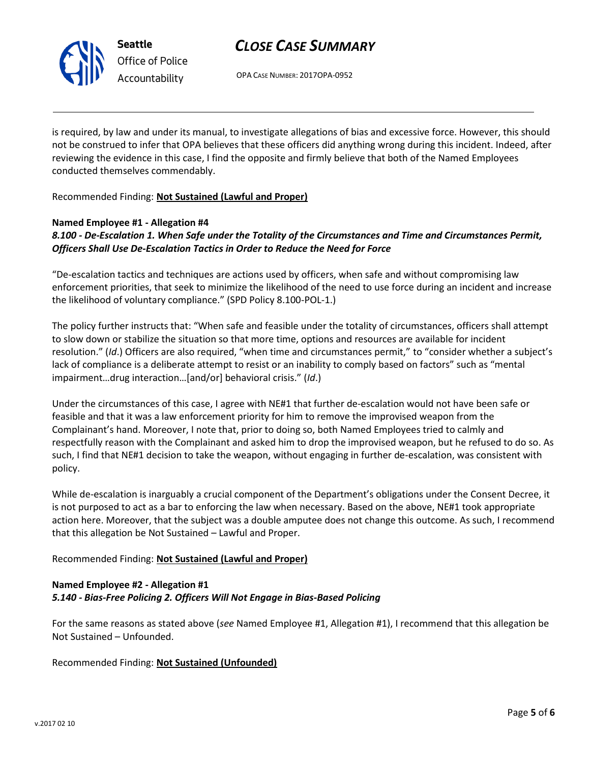is required, by law and under its manual, to investigate allegations of bias and excessive force. However, this should not be construed to infer that OPA believes that these officers did anything wrong during this incident. Indeed, after reviewing the evidence in this case, I find the opposite and firmly believe that both of the Named Employees conducted themselves commendably.

Recommended Finding: **Not Sustained (Lawful and Proper)**

**Named Employee #1 - Allegation #4**
***8.100 - De-Escalation 1. When Safe under the Totality of the Circumstances and Time and Circumstances Permit, Officers Shall Use De-Escalation Tactics in Order to Reduce the Need for Force***

"De-escalation tactics and techniques are actions used by officers, when safe and without compromising law enforcement priorities, that seek to minimize the likelihood of the need to use force during an incident and increase the likelihood of voluntary compliance." (SPD Policy 8.100-POL-1.)

The policy further instructs that: "When safe and feasible under the totality of circumstances, officers shall attempt to slow down or stabilize the situation so that more time, options and resources are available for incident resolution." (*Id*.) Officers are also required, "when time and circumstances permit," to "consider whether a subject's lack of compliance is a deliberate attempt to resist or an inability to comply based on factors" such as "mental impairment…drug interaction…[and/or] behavioral crisis." (*Id*.)

Under the circumstances of this case, I agree with NE#1 that further de-escalation would not have been safe or feasible and that it was a law enforcement priority for him to remove the improvised weapon from the Complainant's hand. Moreover, I note that, prior to doing so, both Named Employees tried to calmly and respectfully reason with the Complainant and asked him to drop the improvised weapon, but he refused to do so. As such, I find that NE#1 decision to take the weapon, without engaging in further de-escalation, was consistent with policy.

While de-escalation is inarguably a crucial component of the Department's obligations under the Consent Decree, it is not purposed to act as a bar to enforcing the law when necessary. Based on the above, NE#1 took appropriate action here. Moreover, that the subject was a double amputee does not change this outcome. As such, I recommend that this allegation be Not Sustained – Lawful and Proper.

Recommended Finding: **Not Sustained (Lawful and Proper)**

**Named Employee #2 - Allegation #1**
***5.140 - Bias-Free Policing 2. Officers Will Not Engage in Bias-Based Policing***

For the same reasons as stated above (*see* Named Employee #1, Allegation #1), I recommend that this allegation be Not Sustained – Unfounded.

Recommended Finding: **Not Sustained (Unfounded)**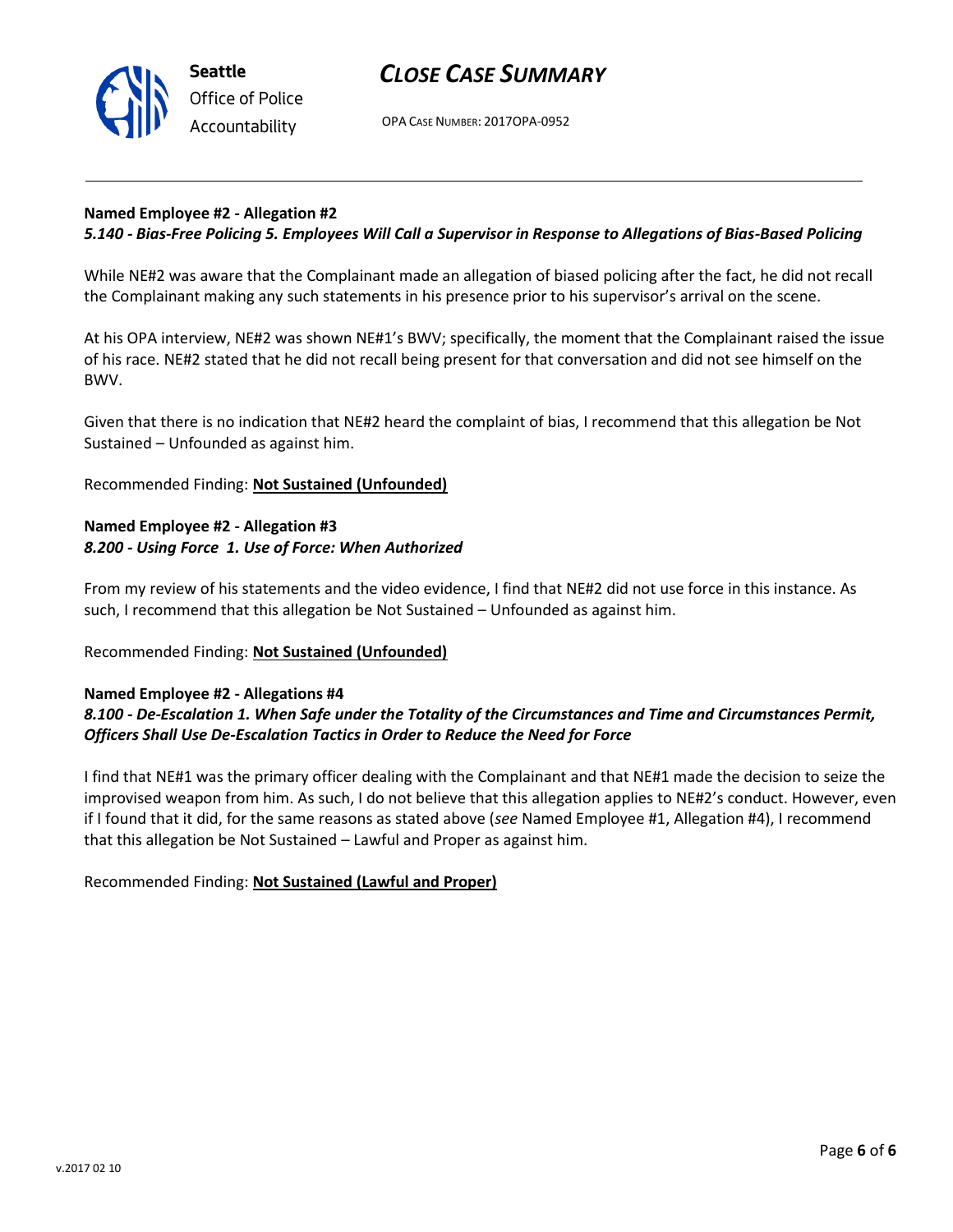**Named Employee #2 - Allegation #2**
***5.140 - Bias-Free Policing 5. Employees Will Call a Supervisor in Response to Allegations of Bias-Based Policing***

While NE#2 was aware that the Complainant made an allegation of biased policing after the fact, he did not recall the Complainant making any such statements in his presence prior to his supervisor's arrival on the scene.

At his OPA interview, NE#2 was shown NE#1's BWV; specifically, the moment that the Complainant raised the issue of his race. NE#2 stated that he did not recall being present for that conversation and did not see himself on the BWV.

Given that there is no indication that NE#2 heard the complaint of bias, I recommend that this allegation be Not Sustained – Unfounded as against him.

Recommended Finding: **Not Sustained (Unfounded)**

**Named Employee #2 - Allegation #3**
***8.200 - Using Force 1. Use of Force: When Authorized***

From my review of his statements and the video evidence, I find that NE#2 did not use force in this instance. As such, I recommend that this allegation be Not Sustained – Unfounded as against him.

Recommended Finding: **Not Sustained (Unfounded)**

**Named Employee #2 - Allegations #4**
***8.100 - De-Escalation 1. When Safe under the Totality of the Circumstances and Time and Circumstances Permit, Officers Shall Use De-Escalation Tactics in Order to Reduce the Need for Force***

I find that NE#1 was the primary officer dealing with the Complainant and that NE#1 made the decision to seize the improvised weapon from him. As such, I do not believe that this allegation applies to NE#2's conduct. However, even if I found that it did, for the same reasons as stated above (*see* Named Employee #1, Allegation #4), I recommend that this allegation be Not Sustained – Lawful and Proper as against him.

Recommended Finding: **Not Sustained (Lawful and Proper)**